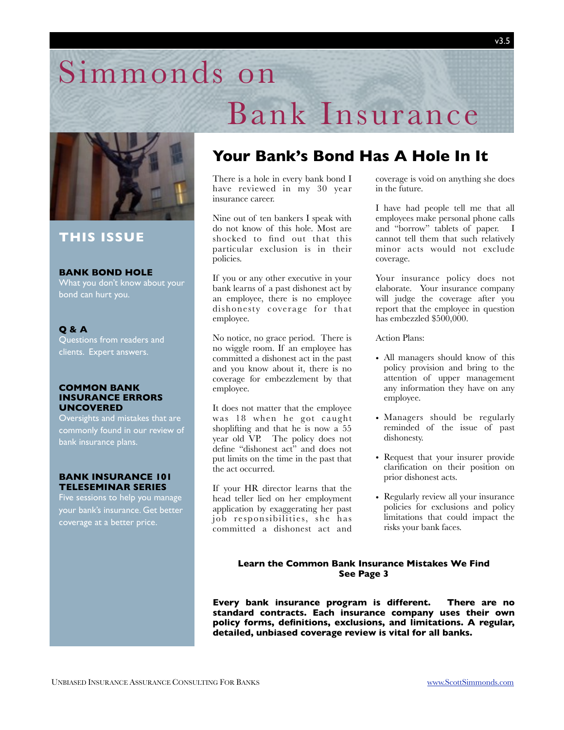# Simmonds on Bank Insurance

## THIS ISSUE

**BANK BOND HOLE**
What you don't know about your bond can hurt you.

**Q & A**
Questions from readers and clients. Expert answers.

**COMMON BANK INSURANCE ERRORS UNCOVERED**
Oversights and mistakes that are commonly found in our review of bank insurance plans.

**BANK INSURANCE 101 TELESEMINAR SERIES**
Five sessions to help you manage your bank's insurance. Get better coverage at a better price.

## Your Bank's Bond Has A Hole In It

There is a hole in every bank bond I have reviewed in my 30 year insurance career.

Nine out of ten bankers I speak with do not know of this hole. Most are shocked to find out that this particular exclusion is in their policies.

If you or any other executive in your bank learns of a past dishonest act by an employee, there is no employee dishonesty coverage for that employee.

No notice, no grace period. There is no wiggle room. If an employee has committed a dishonest act in the past and you know about it, there is no coverage for embezzlement by that employee.

It does not matter that the employee was 18 when he got caught shoplifting and that he is now a 55 year old VP. The policy does not define "dishonest act" and does not put limits on the time in the past that the act occurred.

If your HR director learns that the head teller lied on her employment application by exaggerating her past job responsibilities, she has committed a dishonest act and coverage is void on anything she does in the future.

I have had people tell me that all employees make personal phone calls and "borrow" tablets of paper. I cannot tell them that such relatively minor acts would not exclude coverage.

Your insurance policy does not elaborate. Your insurance company will judge the coverage after you report that the employee in question has embezzled $500,000.

Action Plans:

- All managers should know of this policy provision and bring to the attention of upper management any information they have on any employee.
- Managers should be regularly reminded of the issue of past dishonesty.
- Request that your insurer provide clarification on their position on prior dishonest acts.
- Regularly review all your insurance policies for exclusions and policy limitations that could impact the risks your bank faces.

**Learn the Common Bank Insurance Mistakes We Find**
**See Page 3**

**Every bank insurance program is different. There are no standard contracts. Each insurance company uses their own policy forms, definitions, exclusions, and limitations. A regular, detailed, unbiased coverage review is vital for all banks.**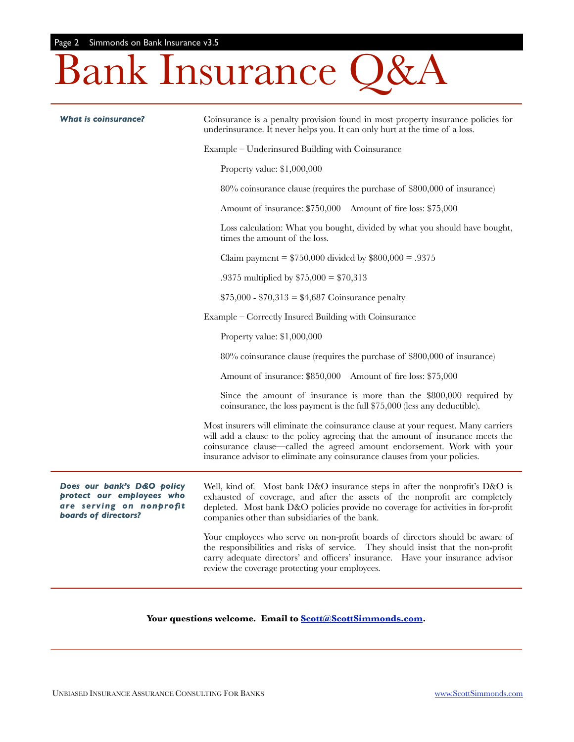# Bank Insurance Q&A

***What is coinsurance?***

Coinsurance is a penalty provision found in most property insurance policies for underinsurance. It never helps you. It can only hurt at the time of a loss.

Example – Underinsured Building with Coinsurance

Property value: $1,000,000

80% coinsurance clause (requires the purchase of $800,000 of insurance)

Amount of insurance: $750,000    Amount of fire loss: $75,000

Loss calculation: What you bought, divided by what you should have bought, times the amount of the loss.

Claim payment = $750,000 divided by $800,000 = .9375

.9375 multiplied by $75,000 = $70,313

$75,000 - $70,313 = $4,687 Coinsurance penalty

Example – Correctly Insured Building with Coinsurance

Property value: $1,000,000

80% coinsurance clause (requires the purchase of $800,000 of insurance)

Amount of insurance: $850,000    Amount of fire loss: $75,000

Since the amount of insurance is more than the $800,000 required by coinsurance, the loss payment is the full $75,000 (less any deductible).

Most insurers will eliminate the coinsurance clause at your request. Many carriers will add a clause to the policy agreeing that the amount of insurance meets the coinsurance clause—called the agreed amount endorsement. Work with your insurance advisor to eliminate any coinsurance clauses from your policies.

---

***Does our bank's D&O policy protect our employees who are serving on nonprofit boards of directors?***

Well, kind of. Most bank D&O insurance steps in after the nonprofit's D&O is exhausted of coverage, and after the assets of the nonprofit are completely depleted. Most bank D&O policies provide no coverage for activities in for-profit companies other than subsidiaries of the bank.

Your employees who serve on non-profit boards of directors should be aware of the responsibilities and risks of service. They should insist that the non-profit carry adequate directors' and officers' insurance. Have your insurance advisor review the coverage protecting your employees.

---

**Your questions welcome. Email to Scott@ScottSimmonds.com.**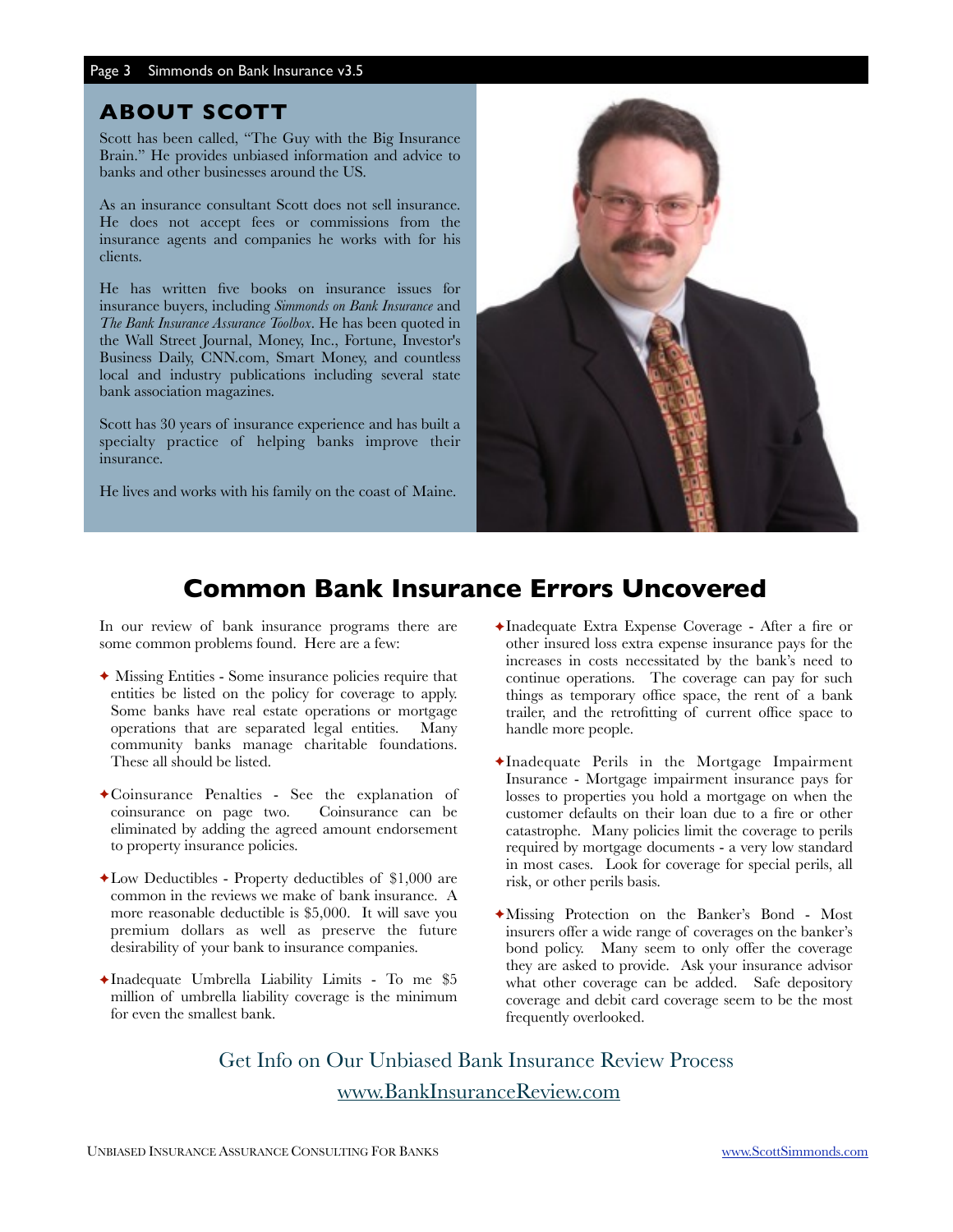## ABOUT SCOTT

Scott has been called, "The Guy with the Big Insurance Brain." He provides unbiased information and advice to banks and other businesses around the US.

As an insurance consultant Scott does not sell insurance. He does not accept fees or commissions from the insurance agents and companies he works with for his clients.

He has written five books on insurance issues for insurance buyers, including *Simmonds on Bank Insurance* and *The Bank Insurance Assurance Toolbox*. He has been quoted in the Wall Street Journal, Money, Inc., Fortune, Investor's Business Daily, CNN.com, Smart Money, and countless local and industry publications including several state bank association magazines.

Scott has 30 years of insurance experience and has built a specialty practice of helping banks improve their insurance.

He lives and works with his family on the coast of Maine.

# Common Bank Insurance Errors Uncovered

In our review of bank insurance programs there are some common problems found. Here are a few:

- Missing Entities - Some insurance policies require that entities be listed on the policy for coverage to apply. Some banks have real estate operations or mortgage operations that are separated legal entities. Many community banks manage charitable foundations. These all should be listed.
- Coinsurance Penalties - See the explanation of coinsurance on page two. Coinsurance can be eliminated by adding the agreed amount endorsement to property insurance policies.
- Low Deductibles - Property deductibles of $1,000 are common in the reviews we make of bank insurance. A more reasonable deductible is $5,000. It will save you premium dollars as well as preserve the future desirability of your bank to insurance companies.
- Inadequate Umbrella Liability Limits - To me $5 million of umbrella liability coverage is the minimum for even the smallest bank.
- Inadequate Extra Expense Coverage - After a fire or other insured loss extra expense insurance pays for the increases in costs necessitated by the bank's need to continue operations. The coverage can pay for such things as temporary office space, the rent of a bank trailer, and the retrofitting of current office space to handle more people.
- Inadequate Perils in the Mortgage Impairment Insurance - Mortgage impairment insurance pays for losses to properties you hold a mortgage on when the customer defaults on their loan due to a fire or other catastrophe. Many policies limit the coverage to perils required by mortgage documents - a very low standard in most cases. Look for coverage for special perils, all risk, or other perils basis.
- Missing Protection on the Banker's Bond - Most insurers offer a wide range of coverages on the banker's bond policy. Many seem to only offer the coverage they are asked to provide. Ask your insurance advisor what other coverage can be added. Safe depository coverage and debit card coverage seem to be the most frequently overlooked.

Get Info on Our Unbiased Bank Insurance Review Process

www.BankInsuranceReview.com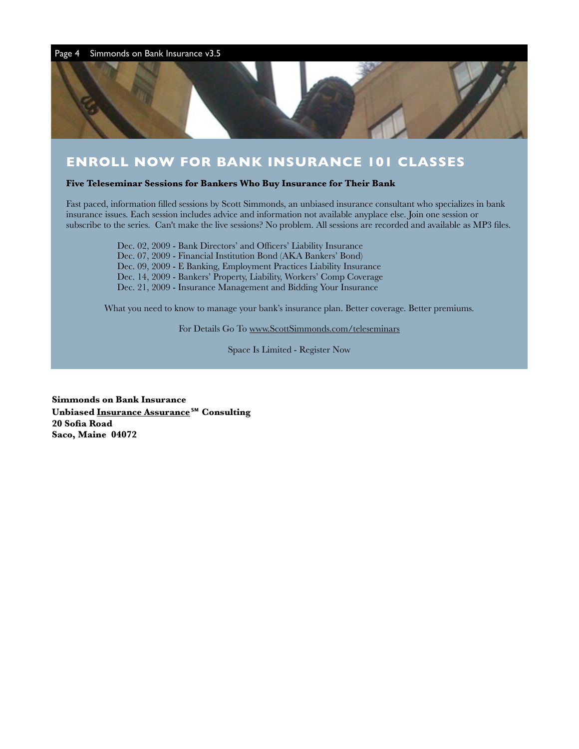## ENROLL NOW FOR BANK INSURANCE 101 CLASSES

**Five Teleseminar Sessions for Bankers Who Buy Insurance for Their Bank**

Fast paced, information filled sessions by Scott Simmonds, an unbiased insurance consultant who specializes in bank insurance issues. Each session includes advice and information not available anyplace else. Join one session or subscribe to the series. Can't make the live sessions? No problem. All sessions are recorded and available as MP3 files.

Dec. 02, 2009 - Bank Directors' and Officers' Liability Insurance
Dec. 07, 2009 - Financial Institution Bond (AKA Bankers' Bond)
Dec. 09, 2009 - E Banking, Employment Practices Liability Insurance
Dec. 14, 2009 - Bankers' Property, Liability, Workers' Comp Coverage
Dec. 21, 2009 - Insurance Management and Bidding Your Insurance

What you need to know to manage your bank's insurance plan. Better coverage. Better premiums.

For Details Go To www.ScottSimmonds.com/teleseminars

Space Is Limited - Register Now

**Simmonds on Bank Insurance**
**Unbiased Insurance Assurance℠ Consulting**
**20 Sofia Road**
**Saco, Maine 04072**